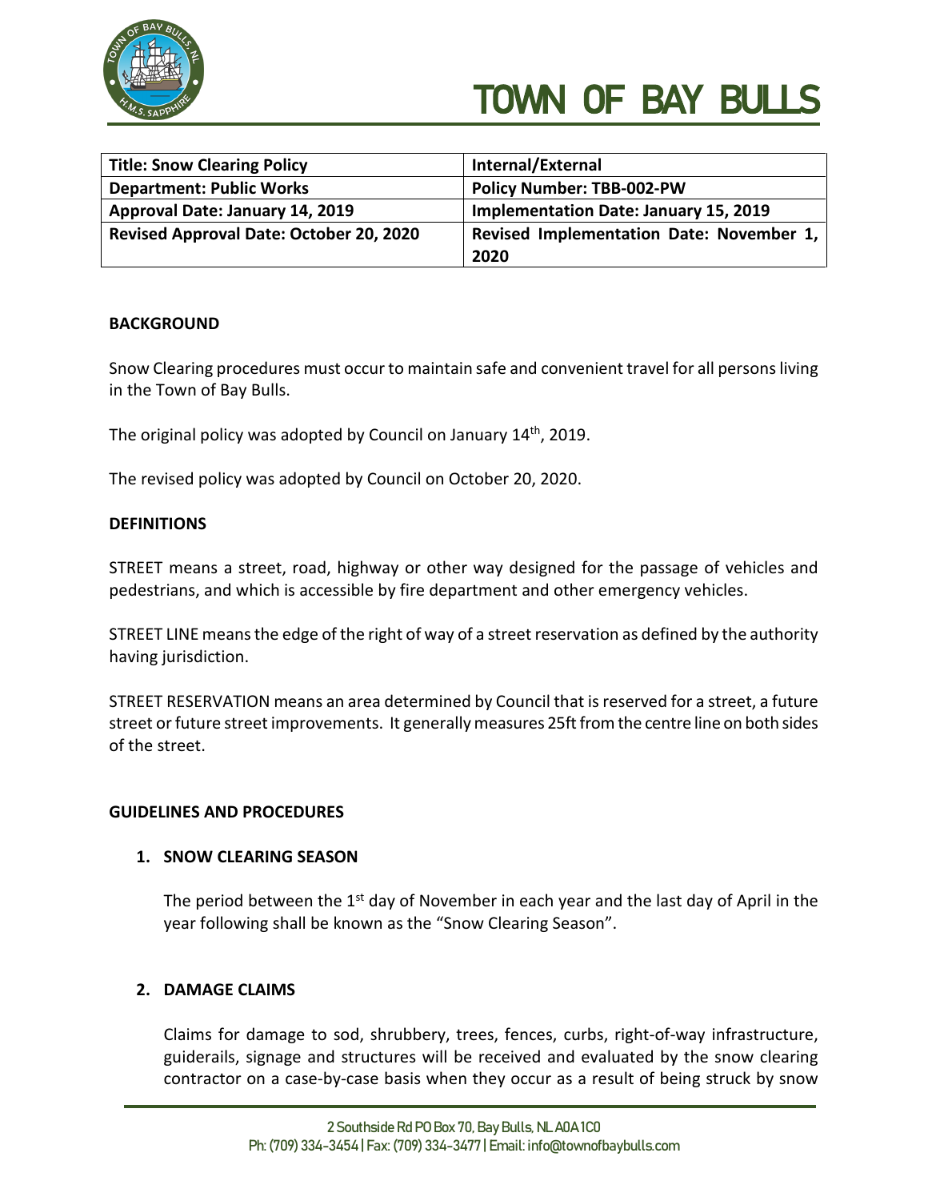# TOWN OF BAY BULLS

| Title: Snow Clearing Policy | Internal/External |
|---|---|
| Department: Public Works | Policy Number: TBB-002-PW |
| Approval Date: January 14, 2019 | Implementation Date: January 15, 2019 |
| Revised Approval Date: October 20, 2020 | Revised Implementation Date: November 1, 2020 |

## BACKGROUND

Snow Clearing procedures must occur to maintain safe and convenient travel for all persons living in the Town of Bay Bulls.

The original policy was adopted by Council on January 14th, 2019.

The revised policy was adopted by Council on October 20, 2020.

## DEFINITIONS

STREET means a street, road, highway or other way designed for the passage of vehicles and pedestrians, and which is accessible by fire department and other emergency vehicles.

STREET LINE means the edge of the right of way of a street reservation as defined by the authority having jurisdiction.

STREET RESERVATION means an area determined by Council that is reserved for a street, a future street or future street improvements. It generally measures 25ft from the centre line on both sides of the street.

## GUIDELINES AND PROCEDURES

### 1. SNOW CLEARING SEASON

The period between the 1st day of November in each year and the last day of April in the year following shall be known as the "Snow Clearing Season".

### 2. DAMAGE CLAIMS

Claims for damage to sod, shrubbery, trees, fences, curbs, right-of-way infrastructure, guiderails, signage and structures will be received and evaluated by the snow clearing contractor on a case-by-case basis when they occur as a result of being struck by snow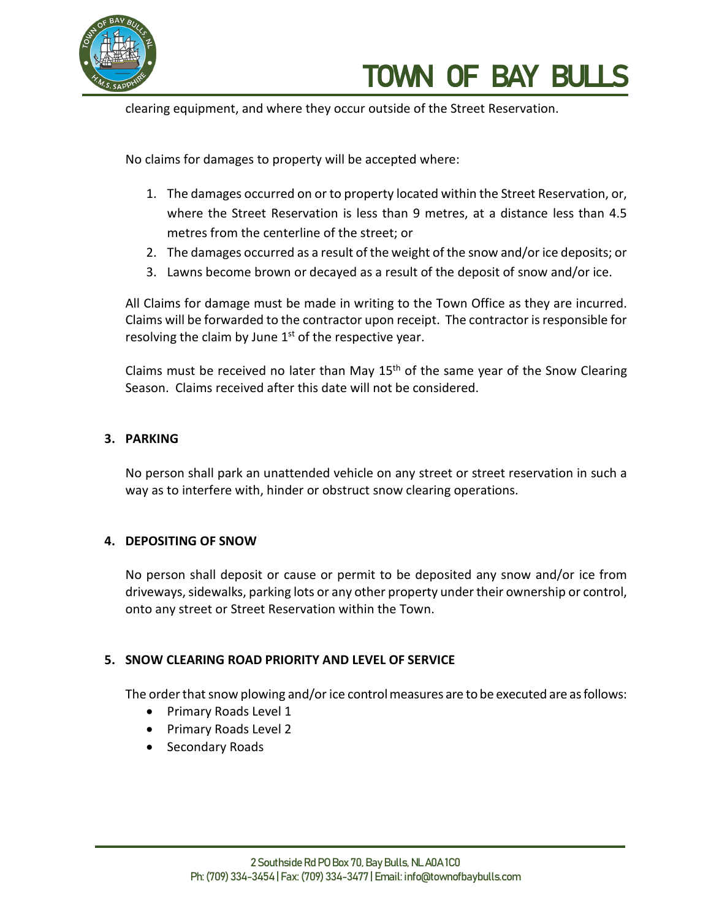clearing equipment, and where they occur outside of the Street Reservation.

No claims for damages to property will be accepted where:

1. The damages occurred on or to property located within the Street Reservation, or, where the Street Reservation is less than 9 metres, at a distance less than 4.5 metres from the centerline of the street; or
2. The damages occurred as a result of the weight of the snow and/or ice deposits; or
3. Lawns become brown or decayed as a result of the deposit of snow and/or ice.

All Claims for damage must be made in writing to the Town Office as they are incurred. Claims will be forwarded to the contractor upon receipt. The contractor is responsible for resolving the claim by June 1st of the respective year.

Claims must be received no later than May 15th of the same year of the Snow Clearing Season. Claims received after this date will not be considered.

## 3. PARKING

No person shall park an unattended vehicle on any street or street reservation in such a way as to interfere with, hinder or obstruct snow clearing operations.

## 4. DEPOSITING OF SNOW

No person shall deposit or cause or permit to be deposited any snow and/or ice from driveways, sidewalks, parking lots or any other property under their ownership or control, onto any street or Street Reservation within the Town.

## 5. SNOW CLEARING ROAD PRIORITY AND LEVEL OF SERVICE

The order that snow plowing and/or ice control measures are to be executed are as follows:

- Primary Roads Level 1
- Primary Roads Level 2
- Secondary Roads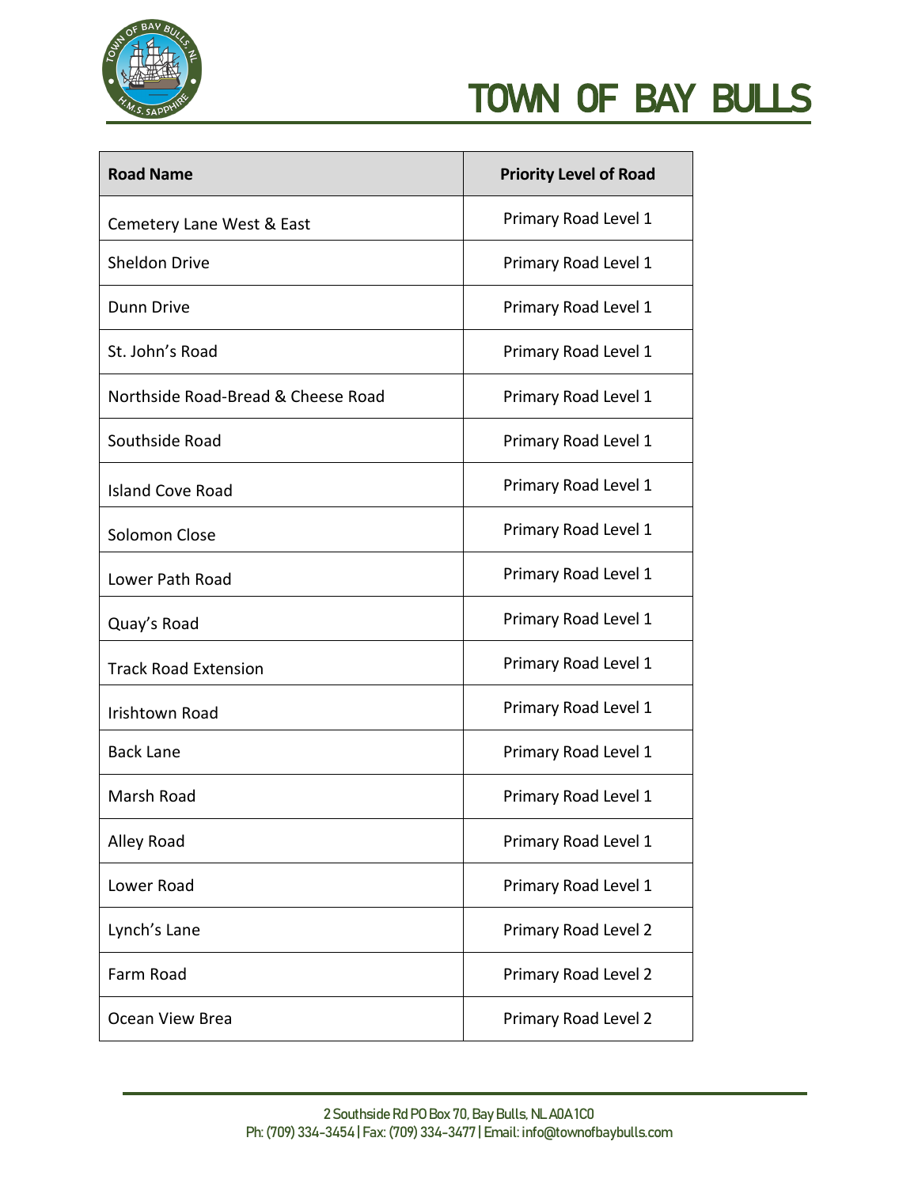| Road Name | Priority Level of Road |
|---|---|
| Cemetery Lane West & East | Primary Road Level 1 |
| Sheldon Drive | Primary Road Level 1 |
| Dunn Drive | Primary Road Level 1 |
| St. John's Road | Primary Road Level 1 |
| Northside Road-Bread & Cheese Road | Primary Road Level 1 |
| Southside Road | Primary Road Level 1 |
| Island Cove Road | Primary Road Level 1 |
| Solomon Close | Primary Road Level 1 |
| Lower Path Road | Primary Road Level 1 |
| Quay's Road | Primary Road Level 1 |
| Track Road Extension | Primary Road Level 1 |
| Irishtown Road | Primary Road Level 1 |
| Back Lane | Primary Road Level 1 |
| Marsh Road | Primary Road Level 1 |
| Alley Road | Primary Road Level 1 |
| Lower Road | Primary Road Level 1 |
| Lynch's Lane | Primary Road Level 2 |
| Farm Road | Primary Road Level 2 |
| Ocean View Brea | Primary Road Level 2 |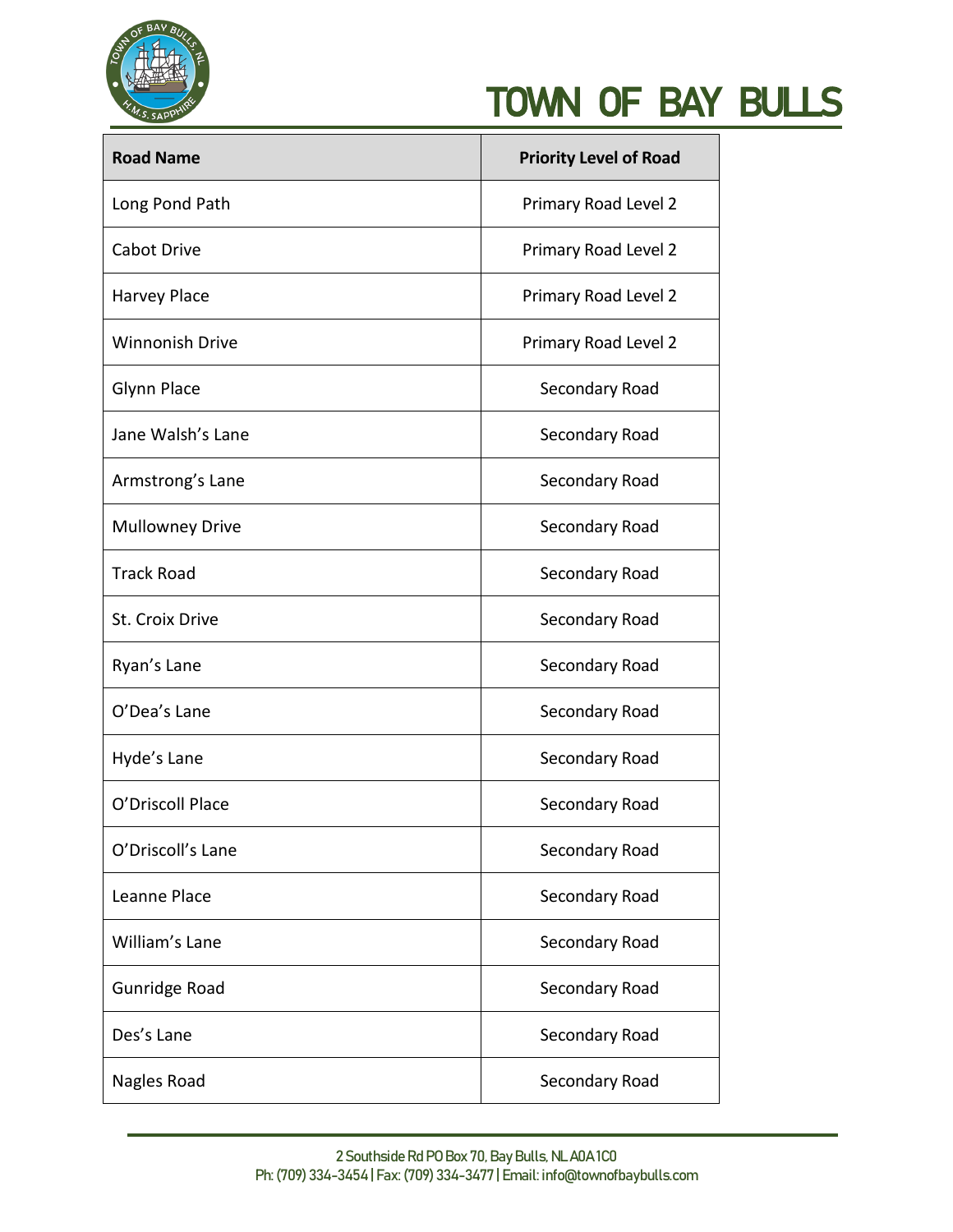| Road Name | Priority Level of Road |
|---|---|
| Long Pond Path | Primary Road Level 2 |
| Cabot Drive | Primary Road Level 2 |
| Harvey Place | Primary Road Level 2 |
| Winnonish Drive | Primary Road Level 2 |
| Glynn Place | Secondary Road |
| Jane Walsh’s Lane | Secondary Road |
| Armstrong’s Lane | Secondary Road |
| Mullowney Drive | Secondary Road |
| Track Road | Secondary Road |
| St. Croix Drive | Secondary Road |
| Ryan’s Lane | Secondary Road |
| O’Dea’s Lane | Secondary Road |
| Hyde’s Lane | Secondary Road |
| O’Driscoll Place | Secondary Road |
| O’Driscoll’s Lane | Secondary Road |
| Leanne Place | Secondary Road |
| William’s Lane | Secondary Road |
| Gunridge Road | Secondary Road |
| Des’s Lane | Secondary Road |
| Nagles Road | Secondary Road |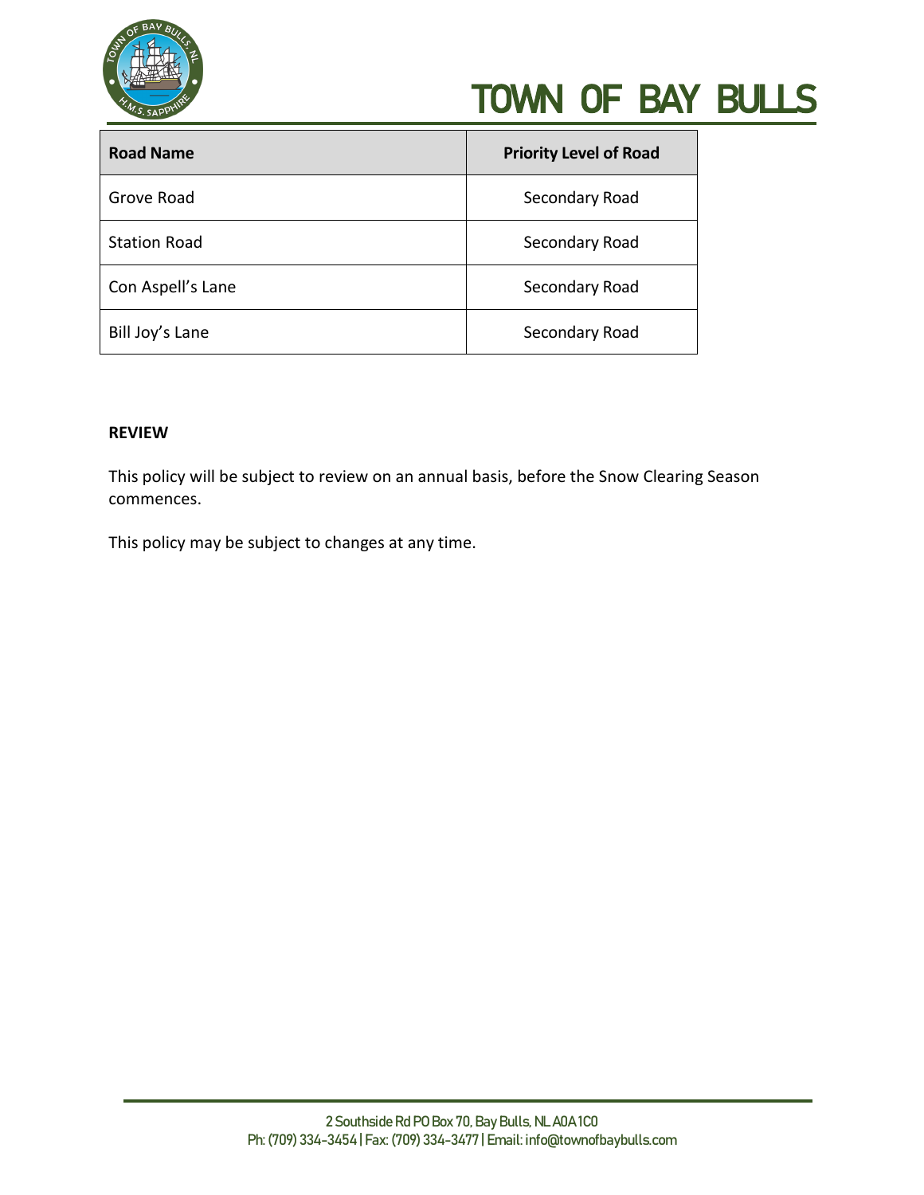| Road Name | Priority Level of Road |
| --- | --- |
| Grove Road | Secondary Road |
| Station Road | Secondary Road |
| Con Aspell's Lane | Secondary Road |
| Bill Joy's Lane | Secondary Road |

**REVIEW**

This policy will be subject to review on an annual basis, before the Snow Clearing Season commences.

This policy may be subject to changes at any time.